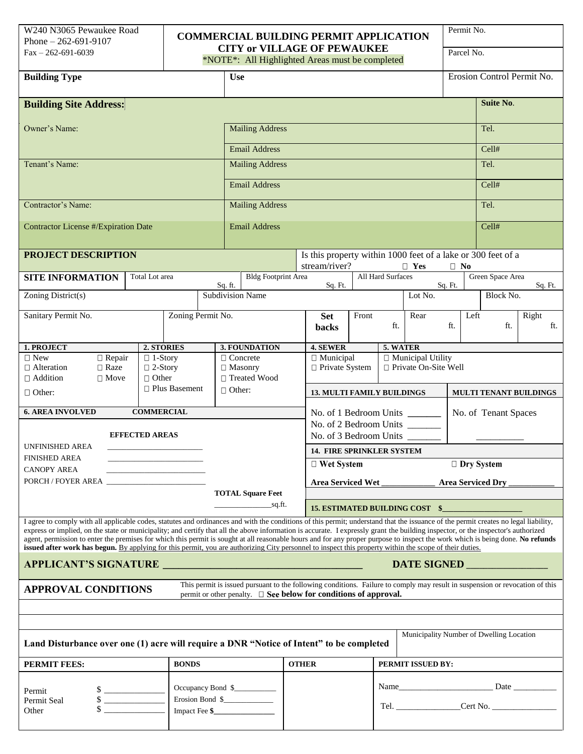W240 N3065 Pewaukee Road
Phone – 262-691-9107
Fax – 262-691-6039

# COMMERCIAL BUILDING PERMIT APPLICATION
## CITY or VILLAGE OF PEWAUKEE

*NOTE*: All Highlighted Areas must be completed

Permit No.

Parcel No.

| **Building Type** | **Use** | Erosion Control Permit No. |
|---|---|---|

| **Building Site Address:** | | **Suite No.** |
|---|---|---|
| Owner's Name: | Mailing Address | Tel. |
| | Email Address | Cell# |
| Tenant's Name: | Mailing Address | Tel. |
| | Email Address | Cell# |
| Contractor's Name: | Mailing Address | Tel. |
| Contractor License #/Expiration Date | Email Address | Cell# |

**PROJECT DESCRIPTION**

Is this property within 1000 feet of a lake or 300 feet of a stream/river? ☐ **Yes** ☐ **No**

| **SITE INFORMATION** | Total Lot area Sq. ft. | Bldg Footprint Area Sq. Ft. | All Hard Surfaces Sq. Ft. | Green Space Area Sq. Ft. |
|---|---|---|---|---|

| Zoning District(s) | Subdivision Name | Lot No. | Block No. |
|---|---|---|---|

| Sanitary Permit No. | Zoning Permit No. | **Set backs** | Front ft. | Rear ft. | Left ft. | Right ft. |
|---|---|---|---|---|---|---|

**1. PROJECT**
☐ New ☐ Repair
☐ Alteration ☐ Raze
☐ Addition ☐ Move
☐ Other:

**2. STORIES**
☐ 1-Story
☐ 2-Story
☐ Other
☐ Plus Basement

**3. FOUNDATION**
☐ Concrete
☐ Masonry
☐ Treated Wood
☐ Other:

**4. SEWER**
☐ Municipal
☐ Private System

**5. WATER**
☐ Municipal Utility
☐ Private On-Site Well

**6. AREA INVOLVED** **COMMERCIAL**

**EFFECTED AREAS**

UNFINISHED AREA ________________________
FINISHED AREA ________________________
CANOPY AREA ________________________
PORCH / FOYER AREA ________________________

**TOTAL Square Feet**
______________sq.ft.

**13. MULTI FAMILY BUILDINGS**
No. of 1 Bedroom Units _______
No. of 2 Bedroom Units _______
No. of 3 Bedroom Units _______

**MULTI TENANT BUILDINGS**
No. of Tenant Spaces __________

**14. FIRE SPRINKLER SYSTEM**
☐ **Wet System** ☐ **Dry System**
**Area Serviced Wet _____________ Area Serviced Dry ___________**

**15. ESTIMATED BUILDING COST $___________________**

I agree to comply with all applicable codes, statutes and ordinances and with the conditions of this permit; understand that the issuance of the permit creates no legal liability, express or implied, on the state or municipality; and certify that all the above information is accurate. I expressly grant the building inspector, or the inspector's authorized agent, permission to enter the premises for which this permit is sought at all reasonable hours and for any proper purpose to inspect the work which is being done. **No refunds issued after work has begun.** By applying for this permit, you are authorizing City personnel to inspect this property within the scope of their duties.

**APPLICANT'S SIGNATURE _____________________________________ DATE SIGNED _______________**

**APPROVAL CONDITIONS** This permit is issued pursuant to the following conditions. Failure to comply may result in suspension or revocation of this permit or other penalty. ☐ **See below for conditions of approval.**

**Land Disturbance over one (1) acre will require a DNR "Notice of Intent" to be completed**

Municipality Number of Dwelling Location

| **PERMIT FEES:** | **BONDS** | **OTHER** | **PERMIT ISSUED BY:** |
|---|---|---|---|
| Permit $ ______________ <br> Permit Seal $ ______________ <br> Other $ ______________ | Occupancy Bond $__________ <br> Erosion Bond $____________ <br> Impact Fee **$_______________** | | Name______________________ Date __________ <br> Tel. _______________Cert No. _______________ |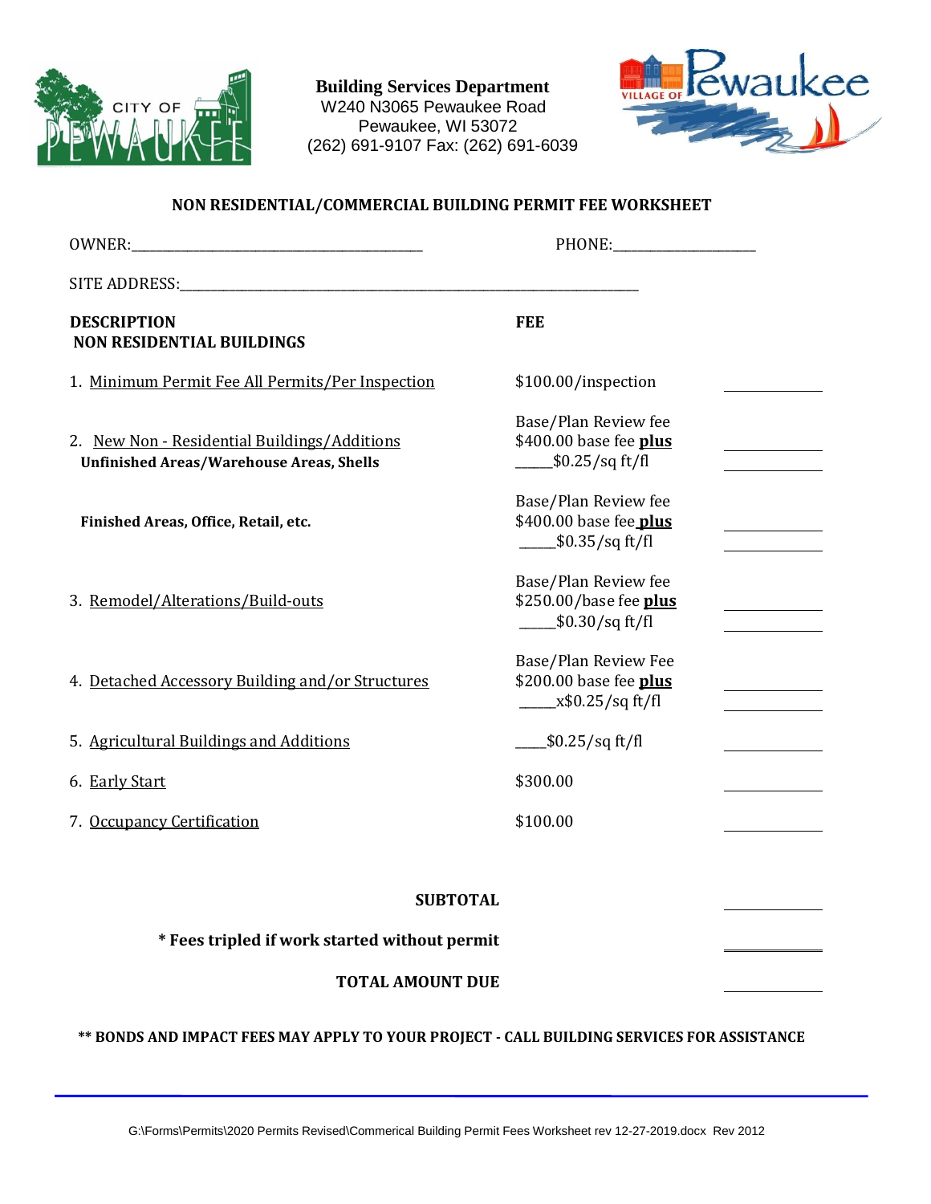CITY OF PEWAUKEE

**Building Services Department**
W240 N3065 Pewaukee Road
Pewaukee, WI 53072
(262) 691-9107 Fax: (262) 691-6039

VILLAGE OF Pewaukee

## NON RESIDENTIAL/COMMERCIAL BUILDING PERMIT FEE WORKSHEET

OWNER:_______________________________________ PHONE:____________________

SITE ADDRESS:_______________________________________________________________

| **DESCRIPTION** **NON RESIDENTIAL BUILDINGS** | **FEE** | |
|---|---|---|
| 1. Minimum Permit Fee All Permits/Per Inspection | $100.00/inspection | ________ |
| 2. New Non - Residential Buildings/Additions **Unfinished Areas/Warehouse Areas, Shells** | Base/Plan Review fee $400.00 base fee **plus** _____$0.25/sq ft/fl | ________ ________ |
| **Finished Areas, Office, Retail, etc.** | Base/Plan Review fee $400.00 base fee **plus** _____$0.35/sq ft/fl | ________ ________ |
| 3. Remodel/Alterations/Build-outs | Base/Plan Review fee $250.00/base fee **plus** _____$0.30/sq ft/fl | ________ ________ |
| 4. Detached Accessory Building and/or Structures | Base/Plan Review Fee $200.00 base fee **plus** _____x$0.25/sq ft/fl | ________ ________ |
| 5. Agricultural Buildings and Additions | ____$0.25/sq ft/fl | ________ |
| 6. Early Start | $300.00 | ________ |
| 7. Occupancy Certification | $100.00 | ________ |

**SUBTOTAL** ________

**\* Fees tripled if work started without permit** ________

**TOTAL AMOUNT DUE** ________

**** BONDS AND IMPACT FEES MAY APPLY TO YOUR PROJECT - CALL BUILDING SERVICES FOR ASSISTANCE**

G:\Forms\Permits\2020 Permits Revised\Commerical Building Permit Fees Worksheet rev 12-27-2019.docx Rev 2012